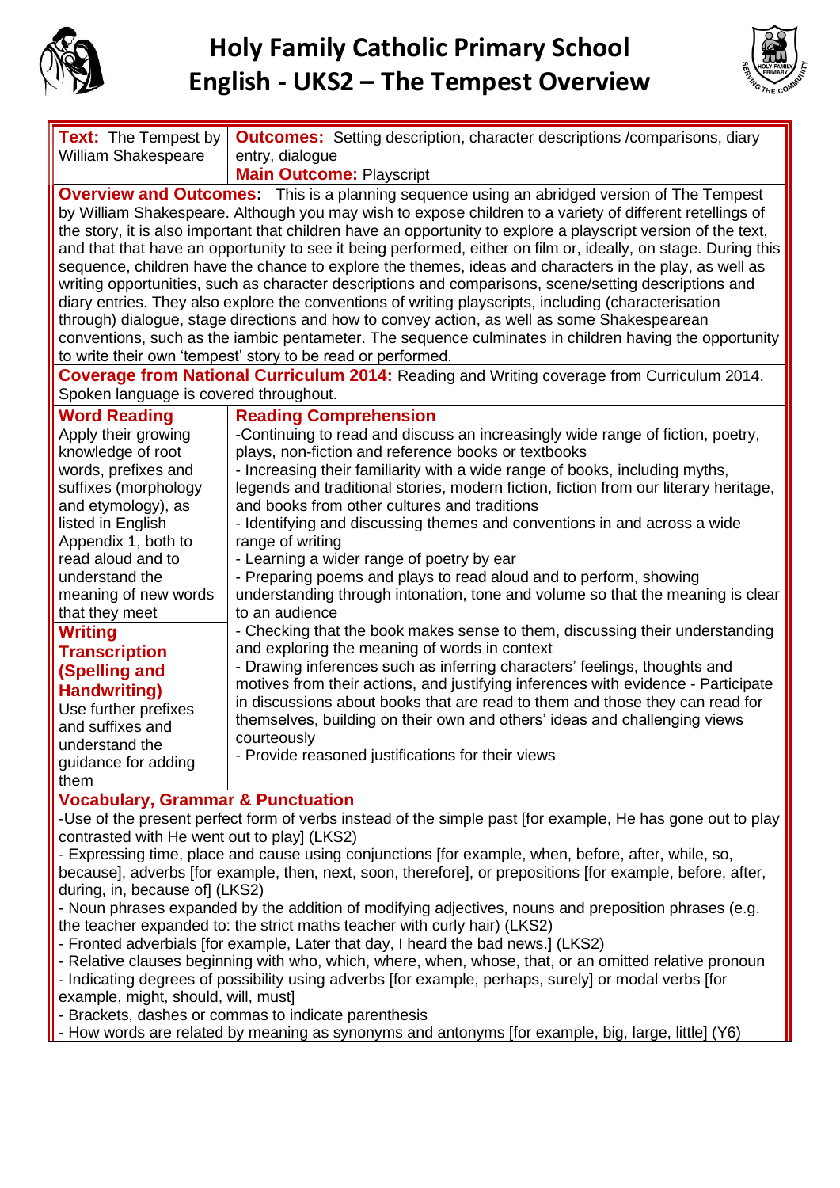# Holy Family Catholic Primary School
# English - UKS2 – The Tempest Overview

| **Text:** The Tempest by William Shakespeare | **Outcomes:** Setting description, character descriptions /comparisons, diary entry, dialogue<br>**Main Outcome:** Playscript |
|---|---|

**Overview and Outcomes:** This is a planning sequence using an abridged version of The Tempest by William Shakespeare. Although you may wish to expose children to a variety of different retellings of the story, it is also important that children have an opportunity to explore a playscript version of the text, and that that have an opportunity to see it being performed, either on film or, ideally, on stage. During this sequence, children have the chance to explore the themes, ideas and characters in the play, as well as writing opportunities, such as character descriptions and comparisons, scene/setting descriptions and diary entries. They also explore the conventions of writing playscripts, including (characterisation through) dialogue, stage directions and how to convey action, as well as some Shakespearean conventions, such as the iambic pentameter. The sequence culminates in children having the opportunity to write their own 'tempest' story to be read or performed.

**Coverage from National Curriculum 2014:** Reading and Writing coverage from Curriculum 2014. Spoken language is covered throughout.

| **Word Reading** | **Reading Comprehension** |
|---|---|
| Apply their growing knowledge of root words, prefixes and suffixes (morphology and etymology), as listed in English Appendix 1, both to read aloud and to understand the meaning of new words that they meet | -Continuing to read and discuss an increasingly wide range of fiction, poetry, plays, non-fiction and reference books or textbooks<br>- Increasing their familiarity with a wide range of books, including myths, legends and traditional stories, modern fiction, fiction from our literary heritage, and books from other cultures and traditions<br>- Identifying and discussing themes and conventions in and across a wide range of writing<br>- Learning a wider range of poetry by ear<br>- Preparing poems and plays to read aloud and to perform, showing understanding through intonation, tone and volume so that the meaning is clear to an audience |
| **Writing Transcription (Spelling and Handwriting)**<br>Use further prefixes and suffixes and understand the guidance for adding them | - Checking that the book makes sense to them, discussing their understanding and exploring the meaning of words in context<br>- Drawing inferences such as inferring characters' feelings, thoughts and motives from their actions, and justifying inferences with evidence - Participate in discussions about books that are read to them and those they can read for themselves, building on their own and others' ideas and challenging views courteously<br>- Provide reasoned justifications for their views |

**Vocabulary, Grammar & Punctuation**

-Use of the present perfect form of verbs instead of the simple past [for example, He has gone out to play contrasted with He went out to play] (LKS2)
- Expressing time, place and cause using conjunctions [for example, when, before, after, while, so, because], adverbs [for example, then, next, soon, therefore], or prepositions [for example, before, after, during, in, because of] (LKS2)
- Noun phrases expanded by the addition of modifying adjectives, nouns and preposition phrases (e.g. the teacher expanded to: the strict maths teacher with curly hair) (LKS2)
- Fronted adverbials [for example, Later that day, I heard the bad news.] (LKS2)
- Relative clauses beginning with who, which, where, when, whose, that, or an omitted relative pronoun
- Indicating degrees of possibility using adverbs [for example, perhaps, surely] or modal verbs [for example, might, should, will, must]
- Brackets, dashes or commas to indicate parenthesis
- How words are related by meaning as synonyms and antonyms [for example, big, large, little] (Y6)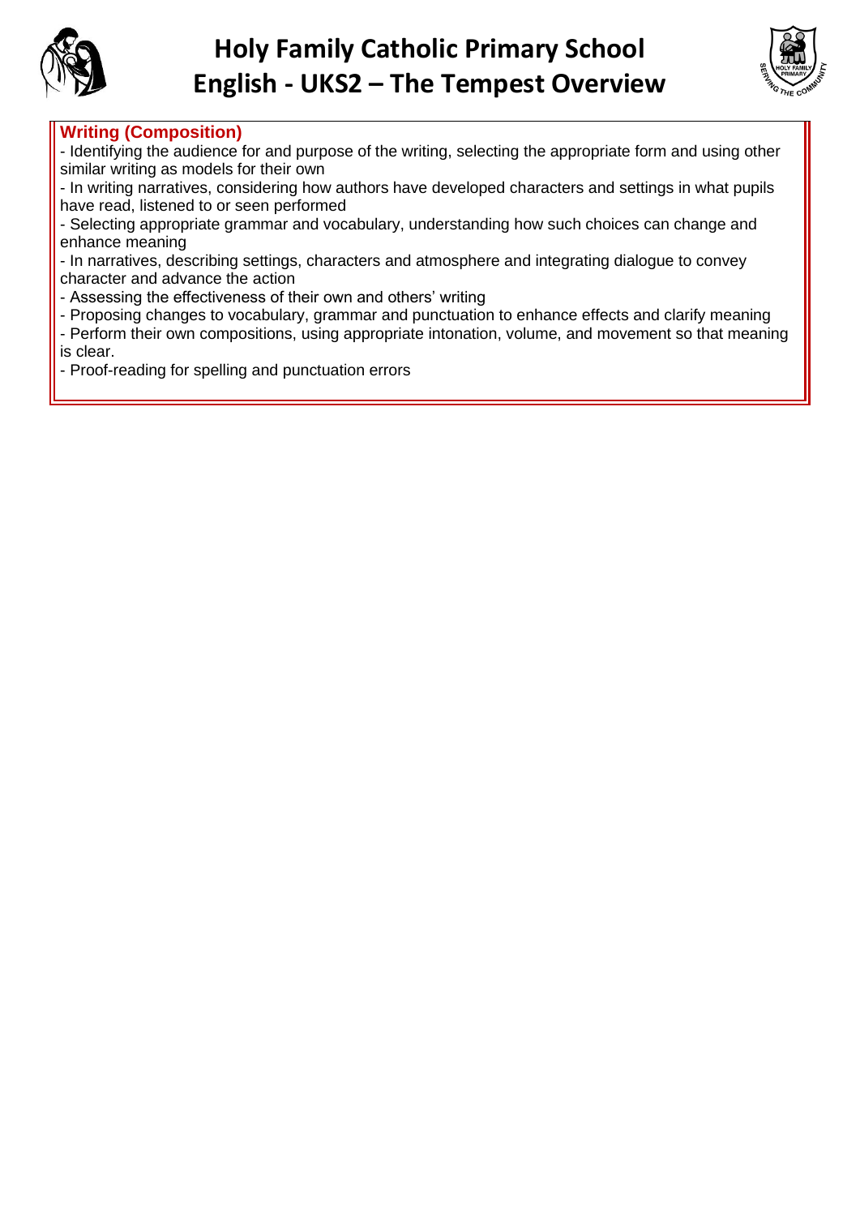# Holy Family Catholic Primary School
# English - UKS2 – The Tempest Overview

## Writing (Composition)

- Identifying the audience for and purpose of the writing, selecting the appropriate form and using other similar writing as models for their own
- In writing narratives, considering how authors have developed characters and settings in what pupils have read, listened to or seen performed
- Selecting appropriate grammar and vocabulary, understanding how such choices can change and enhance meaning
- In narratives, describing settings, characters and atmosphere and integrating dialogue to convey character and advance the action
- Assessing the effectiveness of their own and others' writing
- Proposing changes to vocabulary, grammar and punctuation to enhance effects and clarify meaning
- Perform their own compositions, using appropriate intonation, volume, and movement so that meaning is clear.
- Proof-reading for spelling and punctuation errors